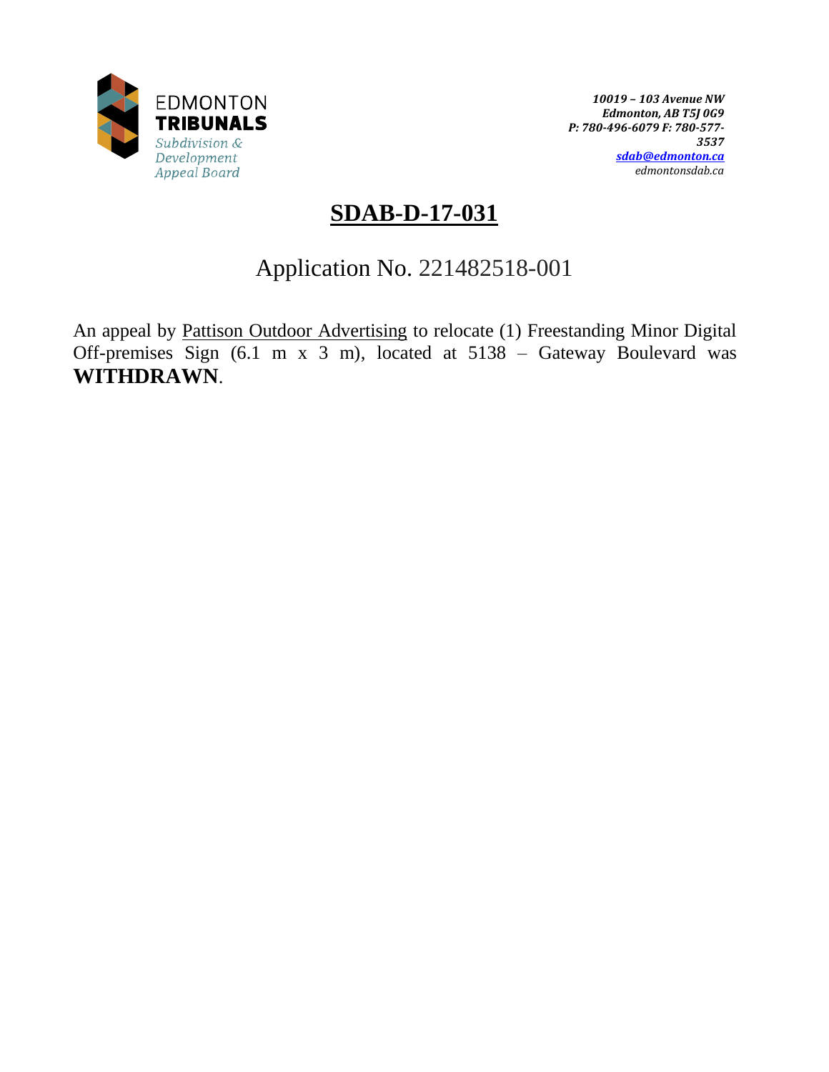EDMONTON
**TRIBUNALS**
*Subdivision & Development Appeal Board*

***10019 – 103 Avenue NW***
***Edmonton, AB T5J 0G9***
***P: 780-496-6079 F: 780-577-3537***
***sdab@edmonton.ca***
*edmontonsdab.ca*

# SDAB-D-17-031

## Application No. 221482518-001

An appeal by Pattison Outdoor Advertising to relocate (1) Freestanding Minor Digital Off-premises Sign (6.1 m x 3 m), located at 5138 – Gateway Boulevard was **WITHDRAWN**.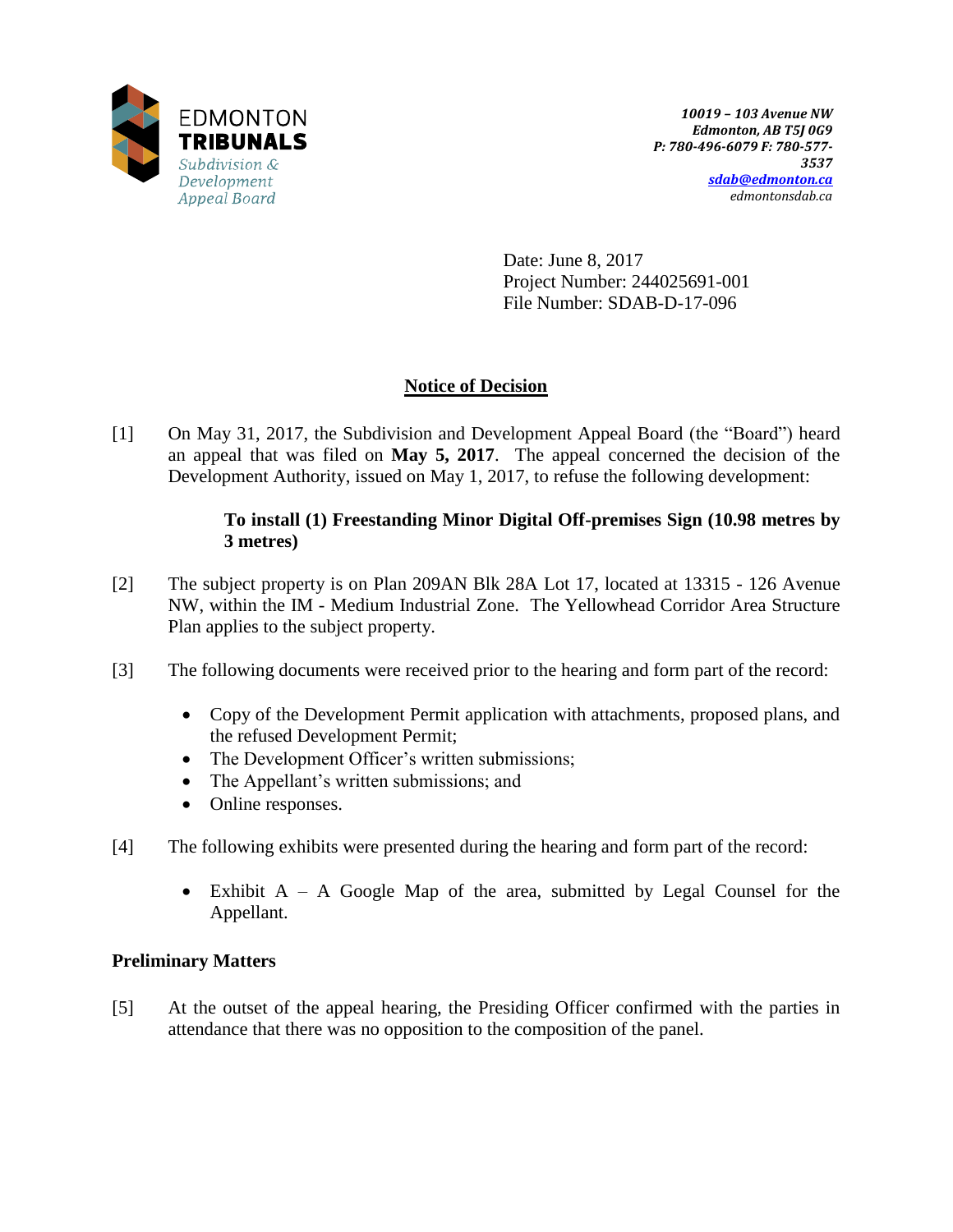EDMONTON TRIBUNALS
Subdivision & Development Appeal Board

***10019 – 103 Avenue NW***
***Edmonton, AB T5J 0G9***
***P: 780-496-6079 F: 780-577-3537***
***sdab@edmonton.ca***
*edmontonsdab.ca*

Date: June 8, 2017
Project Number: 244025691-001
File Number: SDAB-D-17-096

## Notice of Decision

[1] On May 31, 2017, the Subdivision and Development Appeal Board (the "Board") heard an appeal that was filed on **May 5, 2017**. The appeal concerned the decision of the Development Authority, issued on May 1, 2017, to refuse the following development:

> **To install (1) Freestanding Minor Digital Off-premises Sign (10.98 metres by 3 metres)**

[2] The subject property is on Plan 209AN Blk 28A Lot 17, located at 13315 - 126 Avenue NW, within the IM - Medium Industrial Zone. The Yellowhead Corridor Area Structure Plan applies to the subject property.

[3] The following documents were received prior to the hearing and form part of the record:

- Copy of the Development Permit application with attachments, proposed plans, and the refused Development Permit;
- The Development Officer's written submissions;
- The Appellant's written submissions; and
- Online responses.

[4] The following exhibits were presented during the hearing and form part of the record:

- Exhibit A – A Google Map of the area, submitted by Legal Counsel for the Appellant.

### Preliminary Matters

[5] At the outset of the appeal hearing, the Presiding Officer confirmed with the parties in attendance that there was no opposition to the composition of the panel.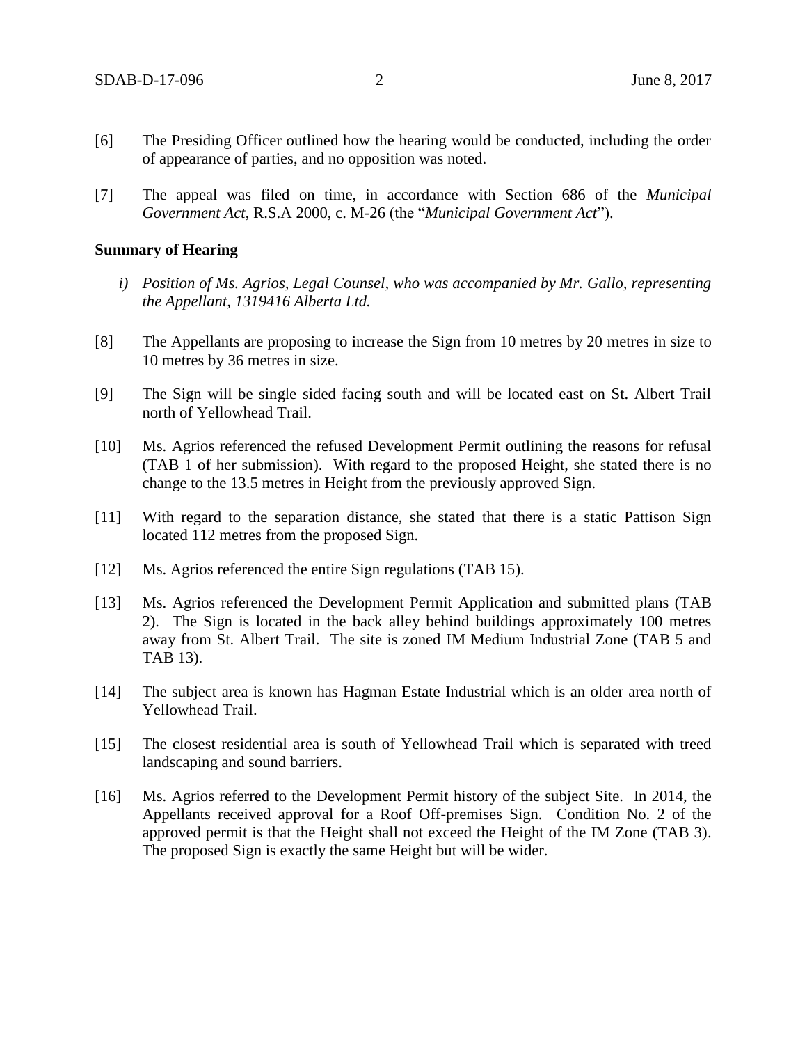[6] The Presiding Officer outlined how the hearing would be conducted, including the order of appearance of parties, and no opposition was noted.

[7] The appeal was filed on time, in accordance with Section 686 of the *Municipal Government Act*, R.S.A 2000, c. M-26 (the "*Municipal Government Act*").

**Summary of Hearing**

*i) Position of Ms. Agrios, Legal Counsel, who was accompanied by Mr. Gallo, representing the Appellant, 1319416 Alberta Ltd.*

[8] The Appellants are proposing to increase the Sign from 10 metres by 20 metres in size to 10 metres by 36 metres in size.

[9] The Sign will be single sided facing south and will be located east on St. Albert Trail north of Yellowhead Trail.

[10] Ms. Agrios referenced the refused Development Permit outlining the reasons for refusal (TAB 1 of her submission). With regard to the proposed Height, she stated there is no change to the 13.5 metres in Height from the previously approved Sign.

[11] With regard to the separation distance, she stated that there is a static Pattison Sign located 112 metres from the proposed Sign.

[12] Ms. Agrios referenced the entire Sign regulations (TAB 15).

[13] Ms. Agrios referenced the Development Permit Application and submitted plans (TAB 2). The Sign is located in the back alley behind buildings approximately 100 metres away from St. Albert Trail. The site is zoned IM Medium Industrial Zone (TAB 5 and TAB 13).

[14] The subject area is known has Hagman Estate Industrial which is an older area north of Yellowhead Trail.

[15] The closest residential area is south of Yellowhead Trail which is separated with treed landscaping and sound barriers.

[16] Ms. Agrios referred to the Development Permit history of the subject Site. In 2014, the Appellants received approval for a Roof Off-premises Sign. Condition No. 2 of the approved permit is that the Height shall not exceed the Height of the IM Zone (TAB 3). The proposed Sign is exactly the same Height but will be wider.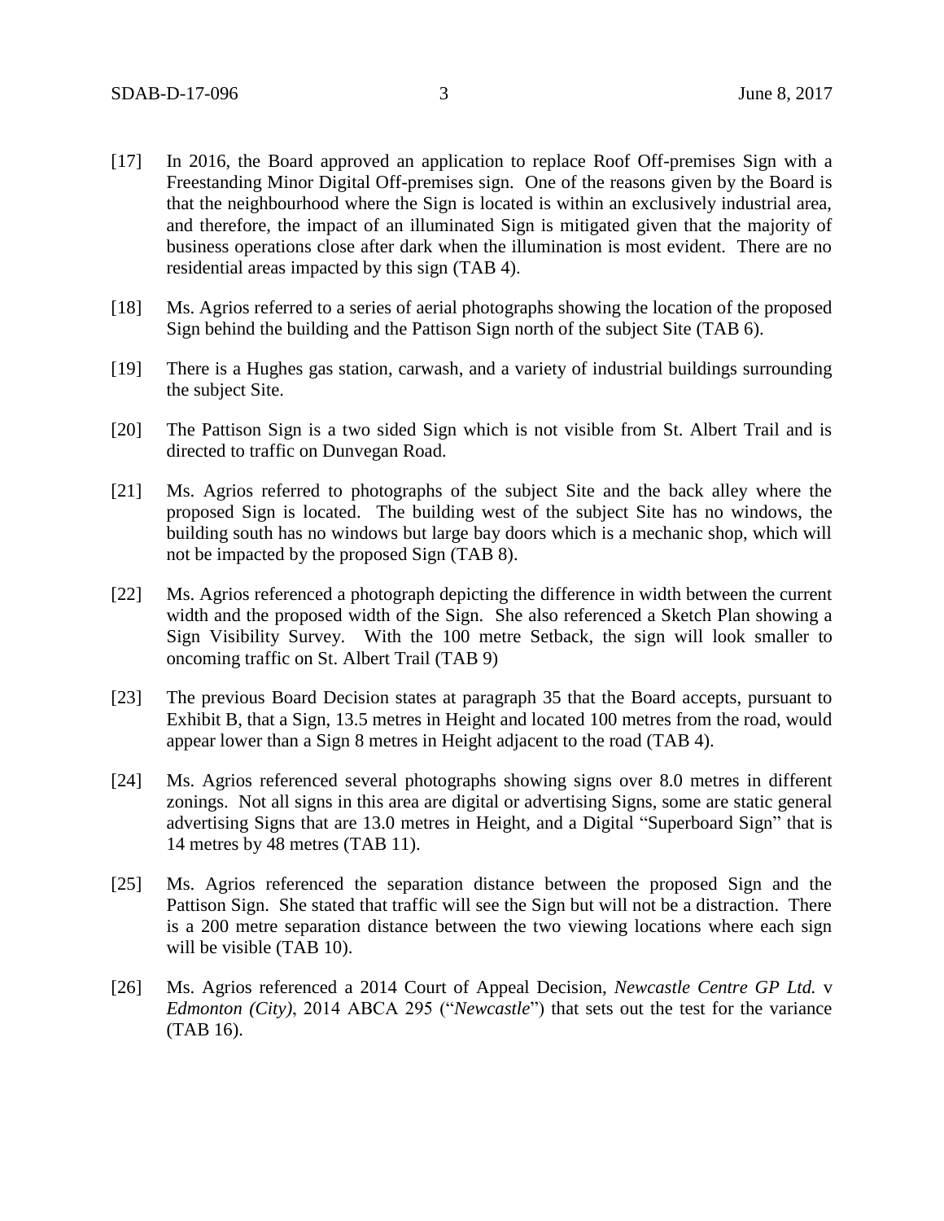[17] In 2016, the Board approved an application to replace Roof Off-premises Sign with a Freestanding Minor Digital Off-premises sign. One of the reasons given by the Board is that the neighbourhood where the Sign is located is within an exclusively industrial area, and therefore, the impact of an illuminated Sign is mitigated given that the majority of business operations close after dark when the illumination is most evident. There are no residential areas impacted by this sign (TAB 4).

[18] Ms. Agrios referred to a series of aerial photographs showing the location of the proposed Sign behind the building and the Pattison Sign north of the subject Site (TAB 6).

[19] There is a Hughes gas station, carwash, and a variety of industrial buildings surrounding the subject Site.

[20] The Pattison Sign is a two sided Sign which is not visible from St. Albert Trail and is directed to traffic on Dunvegan Road.

[21] Ms. Agrios referred to photographs of the subject Site and the back alley where the proposed Sign is located. The building west of the subject Site has no windows, the building south has no windows but large bay doors which is a mechanic shop, which will not be impacted by the proposed Sign (TAB 8).

[22] Ms. Agrios referenced a photograph depicting the difference in width between the current width and the proposed width of the Sign. She also referenced a Sketch Plan showing a Sign Visibility Survey. With the 100 metre Setback, the sign will look smaller to oncoming traffic on St. Albert Trail (TAB 9)

[23] The previous Board Decision states at paragraph 35 that the Board accepts, pursuant to Exhibit B, that a Sign, 13.5 metres in Height and located 100 metres from the road, would appear lower than a Sign 8 metres in Height adjacent to the road (TAB 4).

[24] Ms. Agrios referenced several photographs showing signs over 8.0 metres in different zonings. Not all signs in this area are digital or advertising Signs, some are static general advertising Signs that are 13.0 metres in Height, and a Digital "Superboard Sign" that is 14 metres by 48 metres (TAB 11).

[25] Ms. Agrios referenced the separation distance between the proposed Sign and the Pattison Sign. She stated that traffic will see the Sign but will not be a distraction. There is a 200 metre separation distance between the two viewing locations where each sign will be visible (TAB 10).

[26] Ms. Agrios referenced a 2014 Court of Appeal Decision, *Newcastle Centre GP Ltd.* v *Edmonton (City)*, 2014 ABCA 295 ("*Newcastle*") that sets out the test for the variance (TAB 16).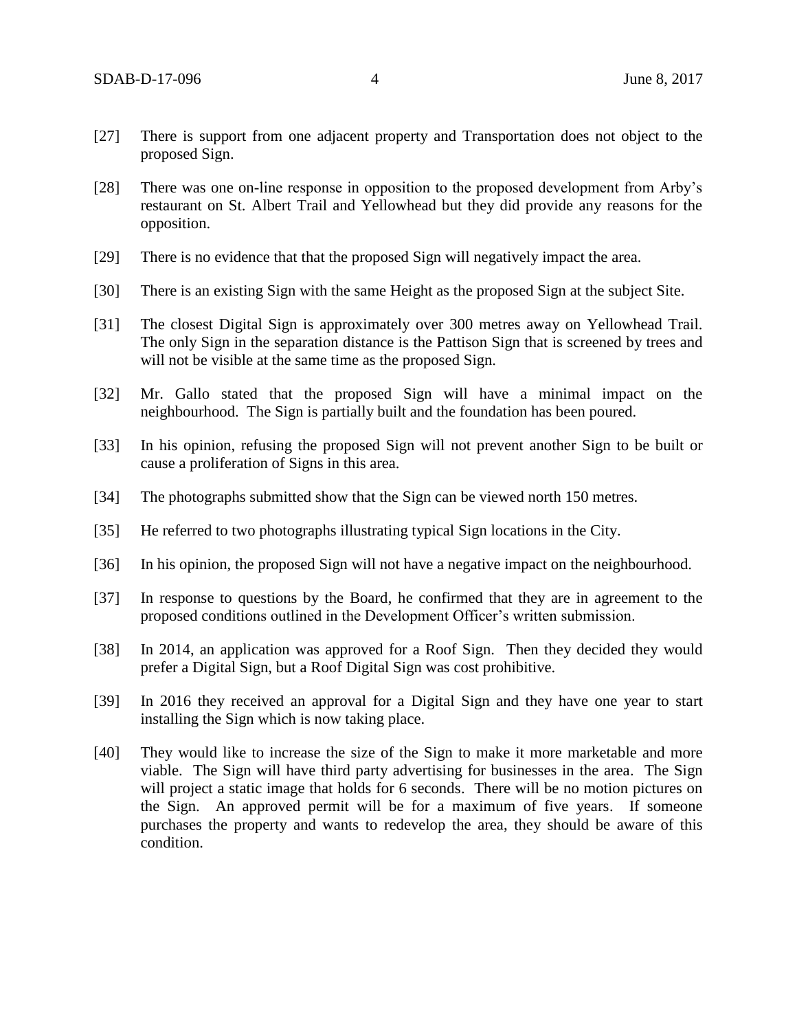[27] There is support from one adjacent property and Transportation does not object to the proposed Sign.

[28] There was one on-line response in opposition to the proposed development from Arby's restaurant on St. Albert Trail and Yellowhead but they did provide any reasons for the opposition.

[29] There is no evidence that that the proposed Sign will negatively impact the area.

[30] There is an existing Sign with the same Height as the proposed Sign at the subject Site.

[31] The closest Digital Sign is approximately over 300 metres away on Yellowhead Trail. The only Sign in the separation distance is the Pattison Sign that is screened by trees and will not be visible at the same time as the proposed Sign.

[32] Mr. Gallo stated that the proposed Sign will have a minimal impact on the neighbourhood. The Sign is partially built and the foundation has been poured.

[33] In his opinion, refusing the proposed Sign will not prevent another Sign to be built or cause a proliferation of Signs in this area.

[34] The photographs submitted show that the Sign can be viewed north 150 metres.

[35] He referred to two photographs illustrating typical Sign locations in the City.

[36] In his opinion, the proposed Sign will not have a negative impact on the neighbourhood.

[37] In response to questions by the Board, he confirmed that they are in agreement to the proposed conditions outlined in the Development Officer's written submission.

[38] In 2014, an application was approved for a Roof Sign. Then they decided they would prefer a Digital Sign, but a Roof Digital Sign was cost prohibitive.

[39] In 2016 they received an approval for a Digital Sign and they have one year to start installing the Sign which is now taking place.

[40] They would like to increase the size of the Sign to make it more marketable and more viable. The Sign will have third party advertising for businesses in the area. The Sign will project a static image that holds for 6 seconds. There will be no motion pictures on the Sign. An approved permit will be for a maximum of five years. If someone purchases the property and wants to redevelop the area, they should be aware of this condition.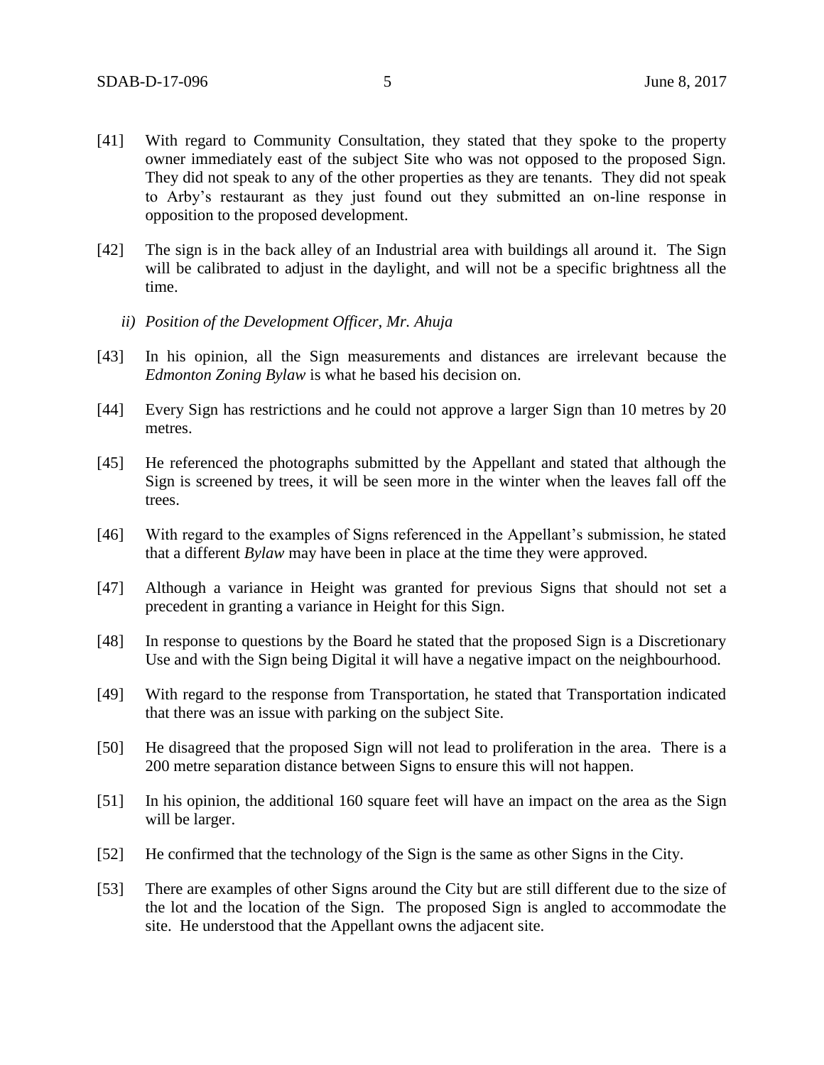[41] With regard to Community Consultation, they stated that they spoke to the property owner immediately east of the subject Site who was not opposed to the proposed Sign. They did not speak to any of the other properties as they are tenants. They did not speak to Arby's restaurant as they just found out they submitted an on-line response in opposition to the proposed development.

[42] The sign is in the back alley of an Industrial area with buildings all around it. The Sign will be calibrated to adjust in the daylight, and will not be a specific brightness all the time.

*ii) Position of the Development Officer, Mr. Ahuja*

[43] In his opinion, all the Sign measurements and distances are irrelevant because the *Edmonton Zoning Bylaw* is what he based his decision on.

[44] Every Sign has restrictions and he could not approve a larger Sign than 10 metres by 20 metres.

[45] He referenced the photographs submitted by the Appellant and stated that although the Sign is screened by trees, it will be seen more in the winter when the leaves fall off the trees.

[46] With regard to the examples of Signs referenced in the Appellant's submission, he stated that a different *Bylaw* may have been in place at the time they were approved.

[47] Although a variance in Height was granted for previous Signs that should not set a precedent in granting a variance in Height for this Sign.

[48] In response to questions by the Board he stated that the proposed Sign is a Discretionary Use and with the Sign being Digital it will have a negative impact on the neighbourhood.

[49] With regard to the response from Transportation, he stated that Transportation indicated that there was an issue with parking on the subject Site.

[50] He disagreed that the proposed Sign will not lead to proliferation in the area. There is a 200 metre separation distance between Signs to ensure this will not happen.

[51] In his opinion, the additional 160 square feet will have an impact on the area as the Sign will be larger.

[52] He confirmed that the technology of the Sign is the same as other Signs in the City.

[53] There are examples of other Signs around the City but are still different due to the size of the lot and the location of the Sign. The proposed Sign is angled to accommodate the site. He understood that the Appellant owns the adjacent site.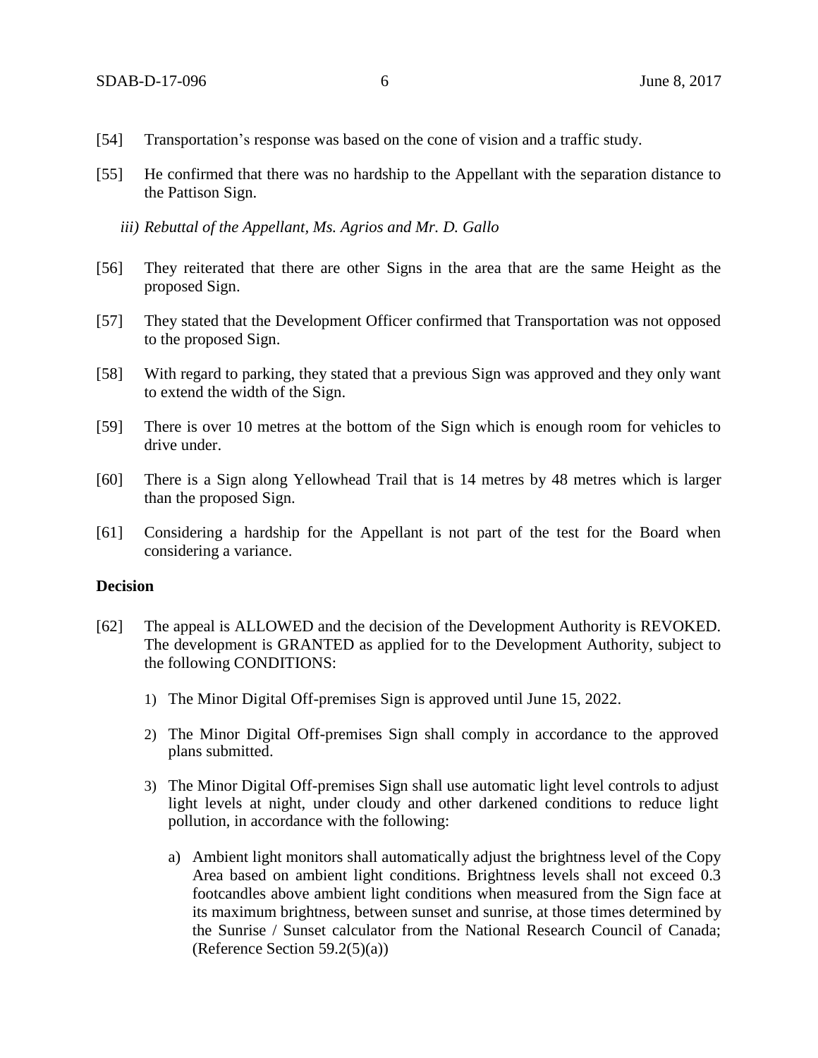[54] Transportation's response was based on the cone of vision and a traffic study.

[55] He confirmed that there was no hardship to the Appellant with the separation distance to the Pattison Sign.

*iii) Rebuttal of the Appellant, Ms. Agrios and Mr. D. Gallo*

[56] They reiterated that there are other Signs in the area that are the same Height as the proposed Sign.

[57] They stated that the Development Officer confirmed that Transportation was not opposed to the proposed Sign.

[58] With regard to parking, they stated that a previous Sign was approved and they only want to extend the width of the Sign.

[59] There is over 10 metres at the bottom of the Sign which is enough room for vehicles to drive under.

[60] There is a Sign along Yellowhead Trail that is 14 metres by 48 metres which is larger than the proposed Sign.

[61] Considering a hardship for the Appellant is not part of the test for the Board when considering a variance.

**Decision**

[62] The appeal is ALLOWED and the decision of the Development Authority is REVOKED. The development is GRANTED as applied for to the Development Authority, subject to the following CONDITIONS:

1) The Minor Digital Off-premises Sign is approved until June 15, 2022.

2) The Minor Digital Off-premises Sign shall comply in accordance to the approved plans submitted.

3) The Minor Digital Off-premises Sign shall use automatic light level controls to adjust light levels at night, under cloudy and other darkened conditions to reduce light pollution, in accordance with the following:

   a) Ambient light monitors shall automatically adjust the brightness level of the Copy Area based on ambient light conditions. Brightness levels shall not exceed 0.3 footcandles above ambient light conditions when measured from the Sign face at its maximum brightness, between sunset and sunrise, at those times determined by the Sunrise / Sunset calculator from the National Research Council of Canada; (Reference Section 59.2(5)(a))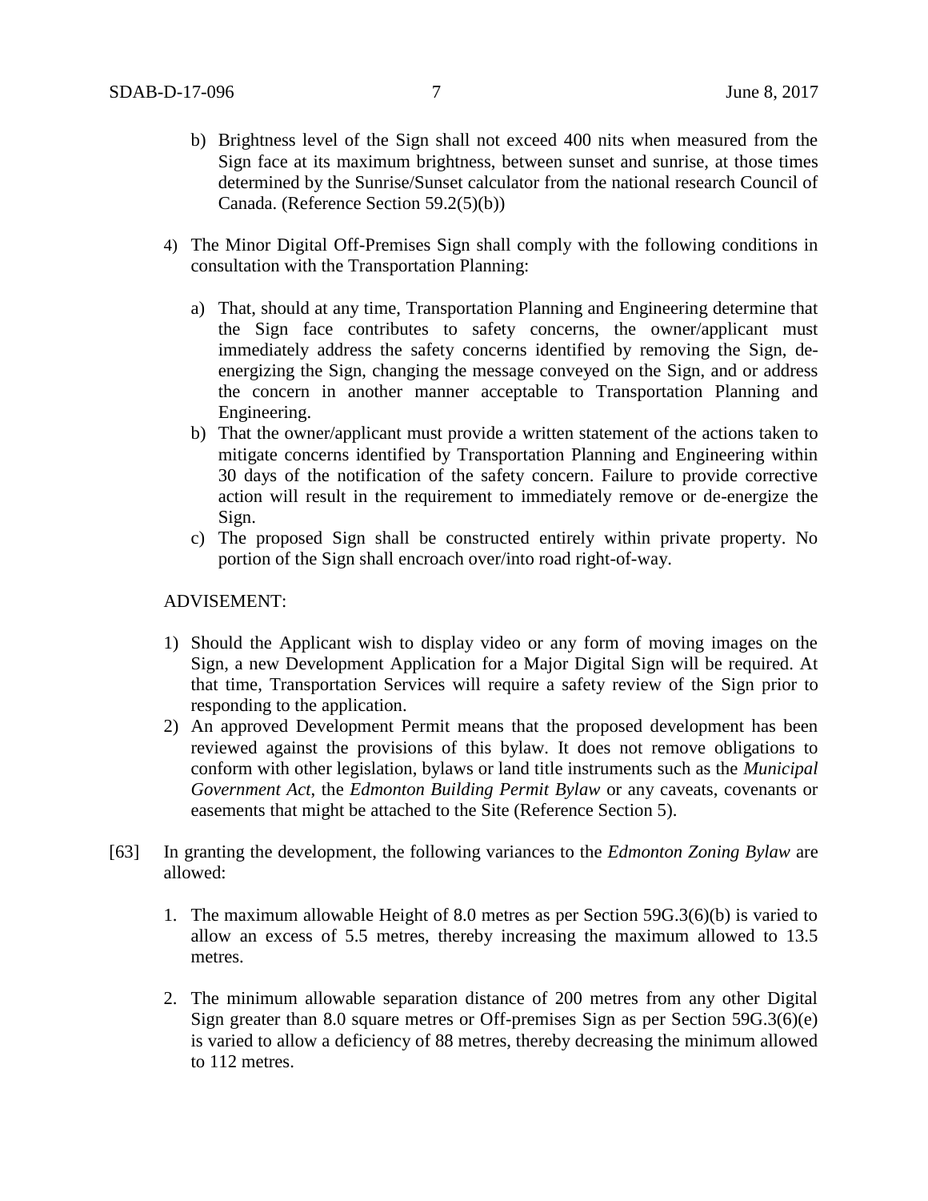b) Brightness level of the Sign shall not exceed 400 nits when measured from the Sign face at its maximum brightness, between sunset and sunrise, at those times determined by the Sunrise/Sunset calculator from the national research Council of Canada. (Reference Section 59.2(5)(b))

4) The Minor Digital Off-Premises Sign shall comply with the following conditions in consultation with the Transportation Planning:

   a) That, should at any time, Transportation Planning and Engineering determine that the Sign face contributes to safety concerns, the owner/applicant must immediately address the safety concerns identified by removing the Sign, de-energizing the Sign, changing the message conveyed on the Sign, and or address the concern in another manner acceptable to Transportation Planning and Engineering.
   b) That the owner/applicant must provide a written statement of the actions taken to mitigate concerns identified by Transportation Planning and Engineering within 30 days of the notification of the safety concern. Failure to provide corrective action will result in the requirement to immediately remove or de-energize the Sign.
   c) The proposed Sign shall be constructed entirely within private property. No portion of the Sign shall encroach over/into road right-of-way.

ADVISEMENT:

1) Should the Applicant wish to display video or any form of moving images on the Sign, a new Development Application for a Major Digital Sign will be required. At that time, Transportation Services will require a safety review of the Sign prior to responding to the application.
2) An approved Development Permit means that the proposed development has been reviewed against the provisions of this bylaw. It does not remove obligations to conform with other legislation, bylaws or land title instruments such as the *Municipal Government Act*, the *Edmonton Building Permit Bylaw* or any caveats, covenants or easements that might be attached to the Site (Reference Section 5).

[63] In granting the development, the following variances to the *Edmonton Zoning Bylaw* are allowed:

1. The maximum allowable Height of 8.0 metres as per Section 59G.3(6)(b) is varied to allow an excess of 5.5 metres, thereby increasing the maximum allowed to 13.5 metres.

2. The minimum allowable separation distance of 200 metres from any other Digital Sign greater than 8.0 square metres or Off-premises Sign as per Section 59G.3(6)(e) is varied to allow a deficiency of 88 metres, thereby decreasing the minimum allowed to 112 metres.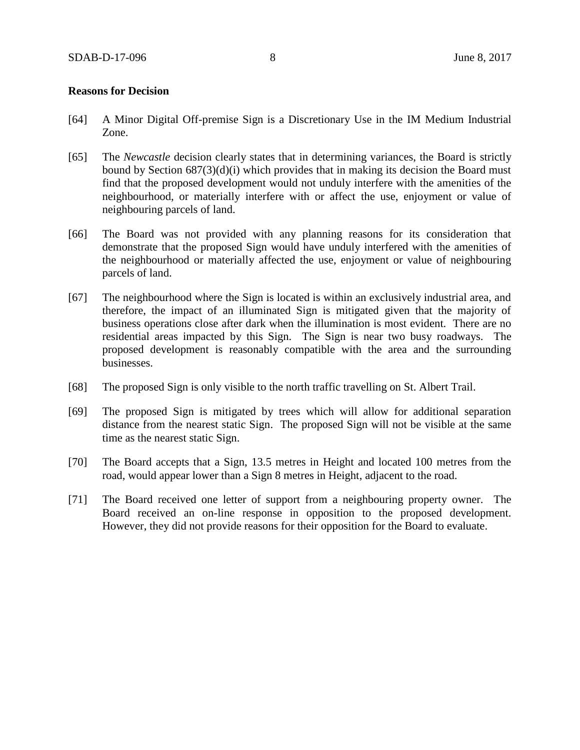**Reasons for Decision**

[64] A Minor Digital Off-premise Sign is a Discretionary Use in the IM Medium Industrial Zone.

[65] The *Newcastle* decision clearly states that in determining variances, the Board is strictly bound by Section 687(3)(d)(i) which provides that in making its decision the Board must find that the proposed development would not unduly interfere with the amenities of the neighbourhood, or materially interfere with or affect the use, enjoyment or value of neighbouring parcels of land.

[66] The Board was not provided with any planning reasons for its consideration that demonstrate that the proposed Sign would have unduly interfered with the amenities of the neighbourhood or materially affected the use, enjoyment or value of neighbouring parcels of land.

[67] The neighbourhood where the Sign is located is within an exclusively industrial area, and therefore, the impact of an illuminated Sign is mitigated given that the majority of business operations close after dark when the illumination is most evident. There are no residential areas impacted by this Sign. The Sign is near two busy roadways. The proposed development is reasonably compatible with the area and the surrounding businesses.

[68] The proposed Sign is only visible to the north traffic travelling on St. Albert Trail.

[69] The proposed Sign is mitigated by trees which will allow for additional separation distance from the nearest static Sign. The proposed Sign will not be visible at the same time as the nearest static Sign.

[70] The Board accepts that a Sign, 13.5 metres in Height and located 100 metres from the road, would appear lower than a Sign 8 metres in Height, adjacent to the road.

[71] The Board received one letter of support from a neighbouring property owner. The Board received an on-line response in opposition to the proposed development. However, they did not provide reasons for their opposition for the Board to evaluate.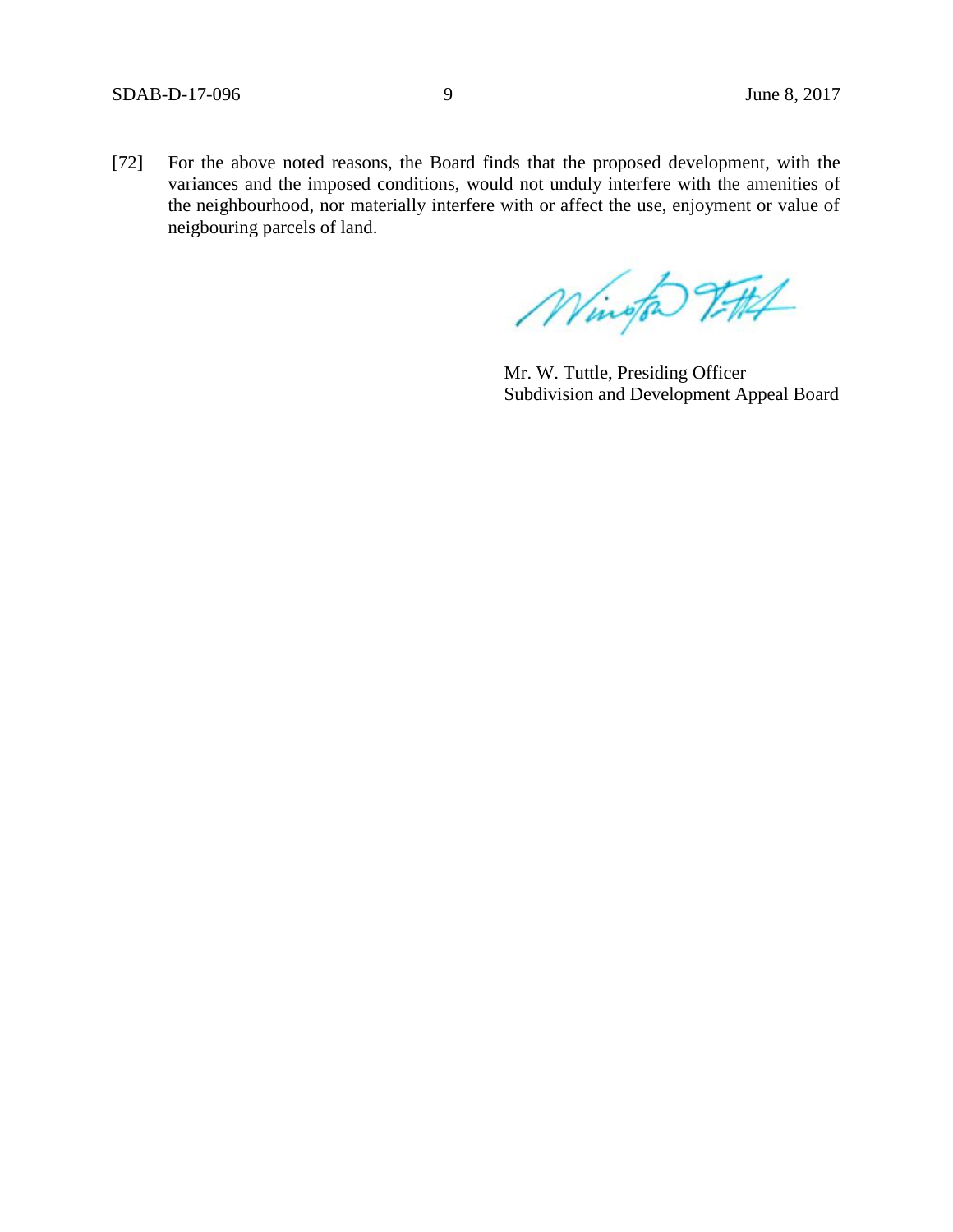[72] For the above noted reasons, the Board finds that the proposed development, with the variances and the imposed conditions, would not unduly interfere with the amenities of the neighbourhood, nor materially interfere with or affect the use, enjoyment or value of neigbouring parcels of land.

Mr. W. Tuttle, Presiding Officer
Subdivision and Development Appeal Board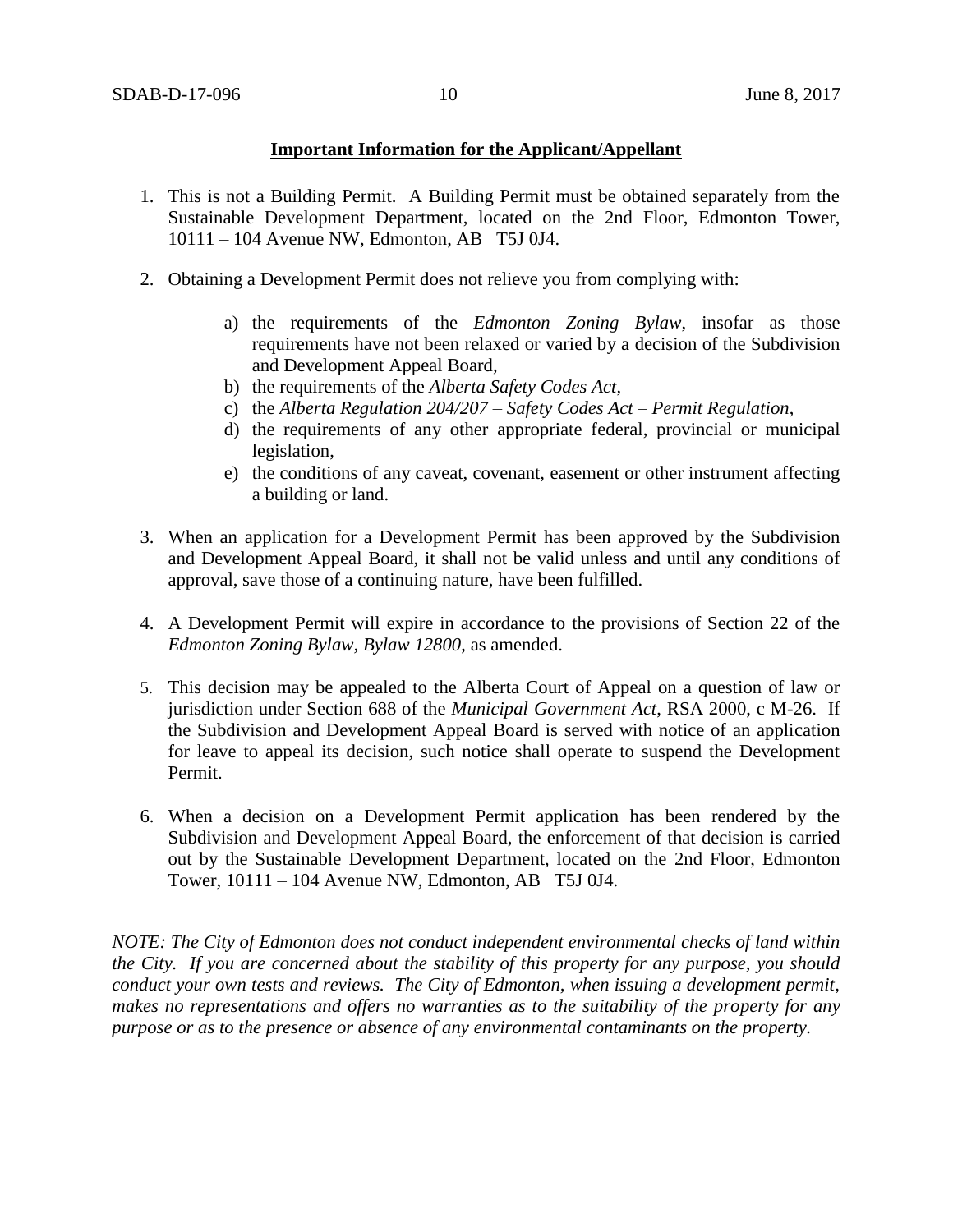**Important Information for the Applicant/Appellant**

1. This is not a Building Permit. A Building Permit must be obtained separately from the Sustainable Development Department, located on the 2nd Floor, Edmonton Tower, 10111 – 104 Avenue NW, Edmonton, AB T5J 0J4.

2. Obtaining a Development Permit does not relieve you from complying with:

   a) the requirements of the *Edmonton Zoning Bylaw*, insofar as those requirements have not been relaxed or varied by a decision of the Subdivision and Development Appeal Board,
   b) the requirements of the *Alberta Safety Codes Act*,
   c) the *Alberta Regulation 204/207 – Safety Codes Act – Permit Regulation*,
   d) the requirements of any other appropriate federal, provincial or municipal legislation,
   e) the conditions of any caveat, covenant, easement or other instrument affecting a building or land.

3. When an application for a Development Permit has been approved by the Subdivision and Development Appeal Board, it shall not be valid unless and until any conditions of approval, save those of a continuing nature, have been fulfilled.

4. A Development Permit will expire in accordance to the provisions of Section 22 of the *Edmonton Zoning Bylaw, Bylaw 12800*, as amended.

5. This decision may be appealed to the Alberta Court of Appeal on a question of law or jurisdiction under Section 688 of the *Municipal Government Act*, RSA 2000, c M-26. If the Subdivision and Development Appeal Board is served with notice of an application for leave to appeal its decision, such notice shall operate to suspend the Development Permit.

6. When a decision on a Development Permit application has been rendered by the Subdivision and Development Appeal Board, the enforcement of that decision is carried out by the Sustainable Development Department, located on the 2nd Floor, Edmonton Tower, 10111 – 104 Avenue NW, Edmonton, AB T5J 0J4.

*NOTE: The City of Edmonton does not conduct independent environmental checks of land within the City. If you are concerned about the stability of this property for any purpose, you should conduct your own tests and reviews. The City of Edmonton, when issuing a development permit, makes no representations and offers no warranties as to the suitability of the property for any purpose or as to the presence or absence of any environmental contaminants on the property.*